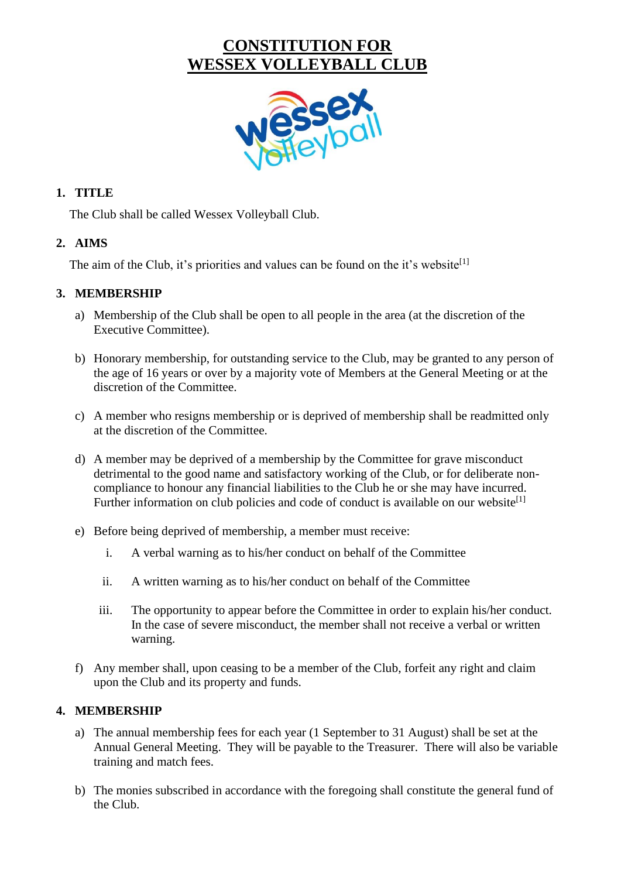# CONSTITUTION FOR WESSEX VOLLEYBALL CLUB

## 1. TITLE

The Club shall be called Wessex Volleyball Club.

## 2. AIMS

The aim of the Club, it's priorities and values can be found on the it's website[1]

## 3. MEMBERSHIP

a) Membership of the Club shall be open to all people in the area (at the discretion of the Executive Committee).

b) Honorary membership, for outstanding service to the Club, may be granted to any person of the age of 16 years or over by a majority vote of Members at the General Meeting or at the discretion of the Committee.

c) A member who resigns membership or is deprived of membership shall be readmitted only at the discretion of the Committee.

d) A member may be deprived of a membership by the Committee for grave misconduct detrimental to the good name and satisfactory working of the Club, or for deliberate non-compliance to honour any financial liabilities to the Club he or she may have incurred. Further information on club policies and code of conduct is available on our website[1]

e) Before being deprived of membership, a member must receive:

   i. A verbal warning as to his/her conduct on behalf of the Committee

   ii. A written warning as to his/her conduct on behalf of the Committee

   iii. The opportunity to appear before the Committee in order to explain his/her conduct. In the case of severe misconduct, the member shall not receive a verbal or written warning.

f) Any member shall, upon ceasing to be a member of the Club, forfeit any right and claim upon the Club and its property and funds.

## 4. MEMBERSHIP

a) The annual membership fees for each year (1 September to 31 August) shall be set at the Annual General Meeting. They will be payable to the Treasurer. There will also be variable training and match fees.

b) The monies subscribed in accordance with the foregoing shall constitute the general fund of the Club.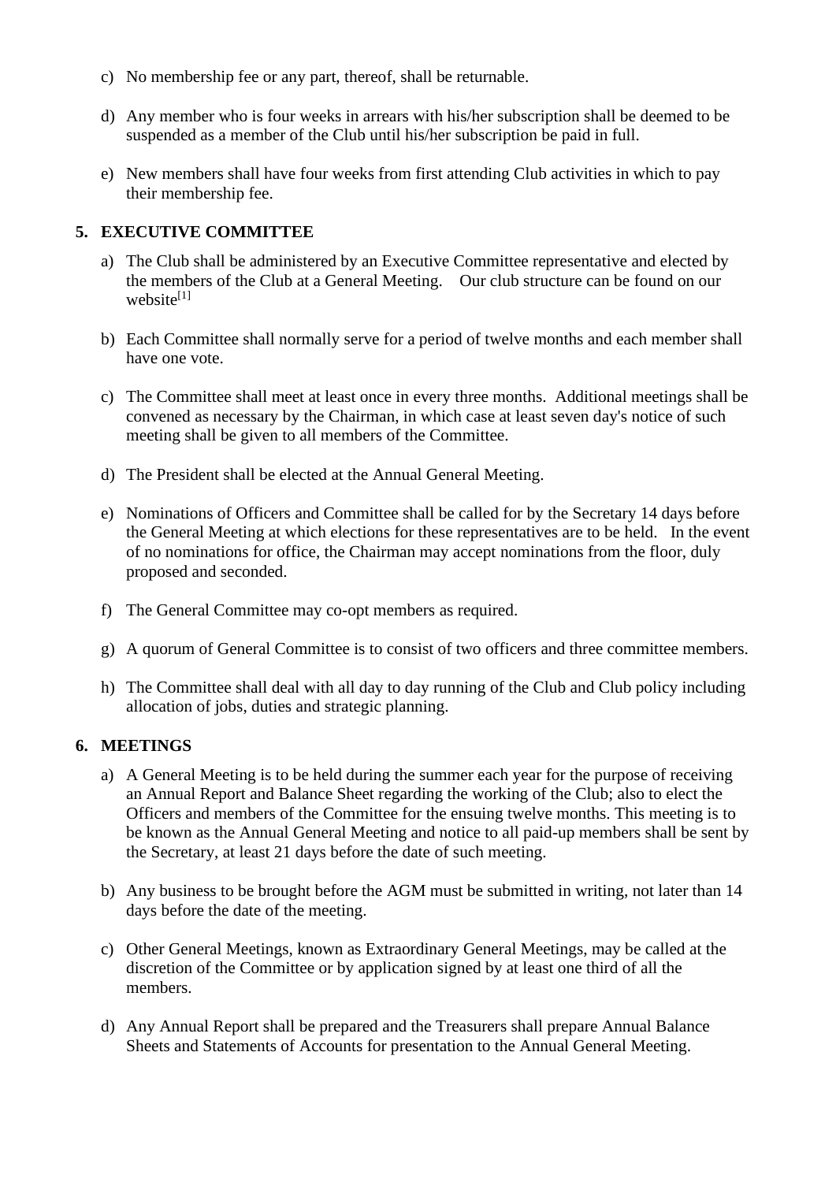c) No membership fee or any part, thereof, shall be returnable.

d) Any member who is four weeks in arrears with his/her subscription shall be deemed to be suspended as a member of the Club until his/her subscription be paid in full.

e) New members shall have four weeks from first attending Club activities in which to pay their membership fee.

## 5. EXECUTIVE COMMITTEE

a) The Club shall be administered by an Executive Committee representative and elected by the members of the Club at a General Meeting. Our club structure can be found on our website[1]

b) Each Committee shall normally serve for a period of twelve months and each member shall have one vote.

c) The Committee shall meet at least once in every three months. Additional meetings shall be convened as necessary by the Chairman, in which case at least seven day's notice of such meeting shall be given to all members of the Committee.

d) The President shall be elected at the Annual General Meeting.

e) Nominations of Officers and Committee shall be called for by the Secretary 14 days before the General Meeting at which elections for these representatives are to be held. In the event of no nominations for office, the Chairman may accept nominations from the floor, duly proposed and seconded.

f) The General Committee may co-opt members as required.

g) A quorum of General Committee is to consist of two officers and three committee members.

h) The Committee shall deal with all day to day running of the Club and Club policy including allocation of jobs, duties and strategic planning.

## 6. MEETINGS

a) A General Meeting is to be held during the summer each year for the purpose of receiving an Annual Report and Balance Sheet regarding the working of the Club; also to elect the Officers and members of the Committee for the ensuing twelve months. This meeting is to be known as the Annual General Meeting and notice to all paid-up members shall be sent by the Secretary, at least 21 days before the date of such meeting.

b) Any business to be brought before the AGM must be submitted in writing, not later than 14 days before the date of the meeting.

c) Other General Meetings, known as Extraordinary General Meetings, may be called at the discretion of the Committee or by application signed by at least one third of all the members.

d) Any Annual Report shall be prepared and the Treasurers shall prepare Annual Balance Sheets and Statements of Accounts for presentation to the Annual General Meeting.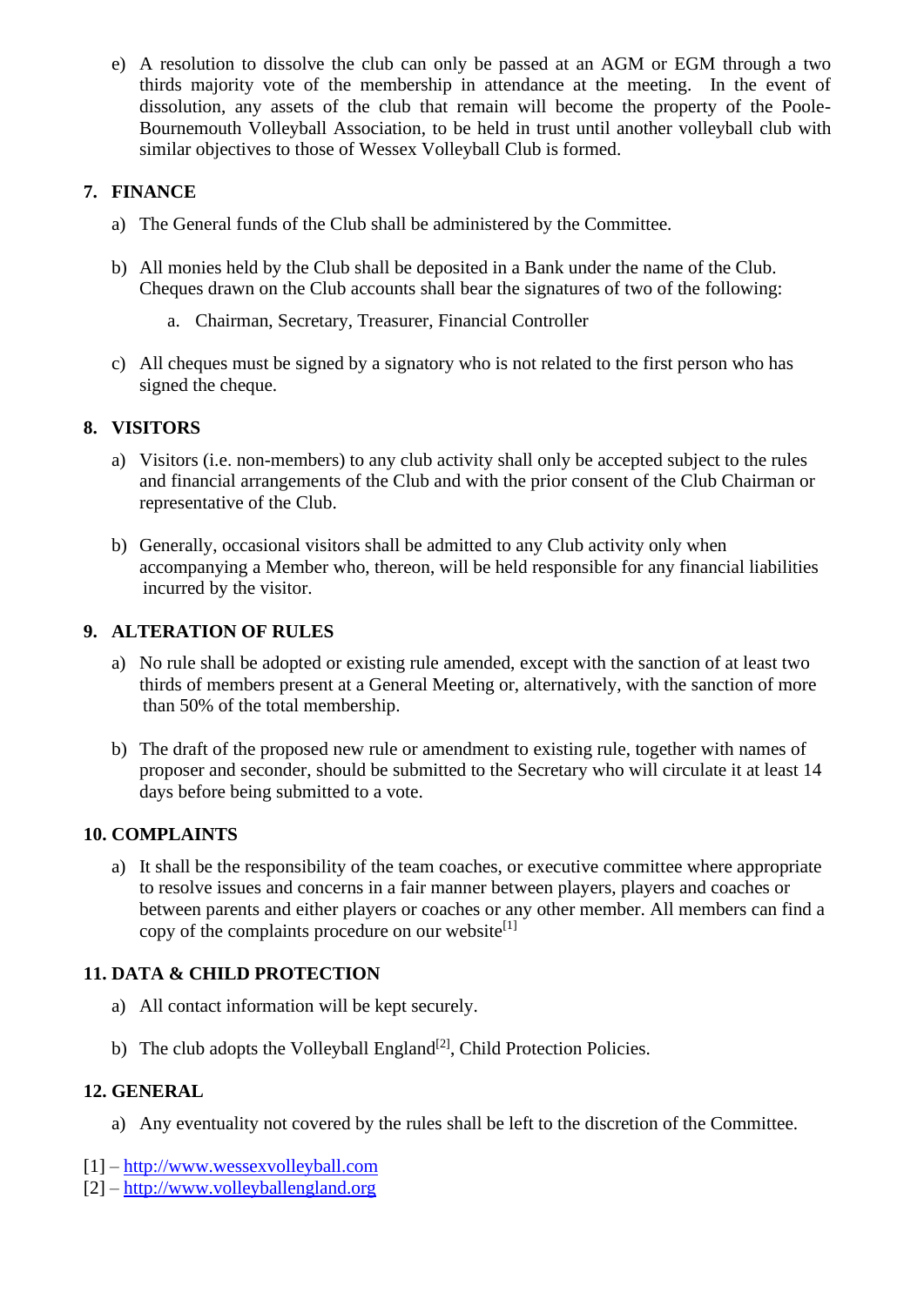e) A resolution to dissolve the club can only be passed at an AGM or EGM through a two thirds majority vote of the membership in attendance at the meeting. In the event of dissolution, any assets of the club that remain will become the property of the Poole-Bournemouth Volleyball Association, to be held in trust until another volleyball club with similar objectives to those of Wessex Volleyball Club is formed.

## 7. FINANCE

a) The General funds of the Club shall be administered by the Committee.

b) All monies held by the Club shall be deposited in a Bank under the name of the Club. Cheques drawn on the Club accounts shall bear the signatures of two of the following:

   a. Chairman, Secretary, Treasurer, Financial Controller

c) All cheques must be signed by a signatory who is not related to the first person who has signed the cheque.

## 8. VISITORS

a) Visitors (i.e. non-members) to any club activity shall only be accepted subject to the rules and financial arrangements of the Club and with the prior consent of the Club Chairman or representative of the Club.

b) Generally, occasional visitors shall be admitted to any Club activity only when accompanying a Member who, thereon, will be held responsible for any financial liabilities incurred by the visitor.

## 9. ALTERATION OF RULES

a) No rule shall be adopted or existing rule amended, except with the sanction of at least two thirds of members present at a General Meeting or, alternatively, with the sanction of more than 50% of the total membership.

b) The draft of the proposed new rule or amendment to existing rule, together with names of proposer and seconder, should be submitted to the Secretary who will circulate it at least 14 days before being submitted to a vote.

## 10. COMPLAINTS

a) It shall be the responsibility of the team coaches, or executive committee where appropriate to resolve issues and concerns in a fair manner between players, players and coaches or between parents and either players or coaches or any other member. All members can find a copy of the complaints procedure on our website[1]

## 11. DATA & CHILD PROTECTION

a) All contact information will be kept securely.

b) The club adopts the Volleyball England[2], Child Protection Policies.

## 12. GENERAL

a) Any eventuality not covered by the rules shall be left to the discretion of the Committee.

[1] – http://www.wessexvolleyball.com
[2] – http://www.volleyballengland.org